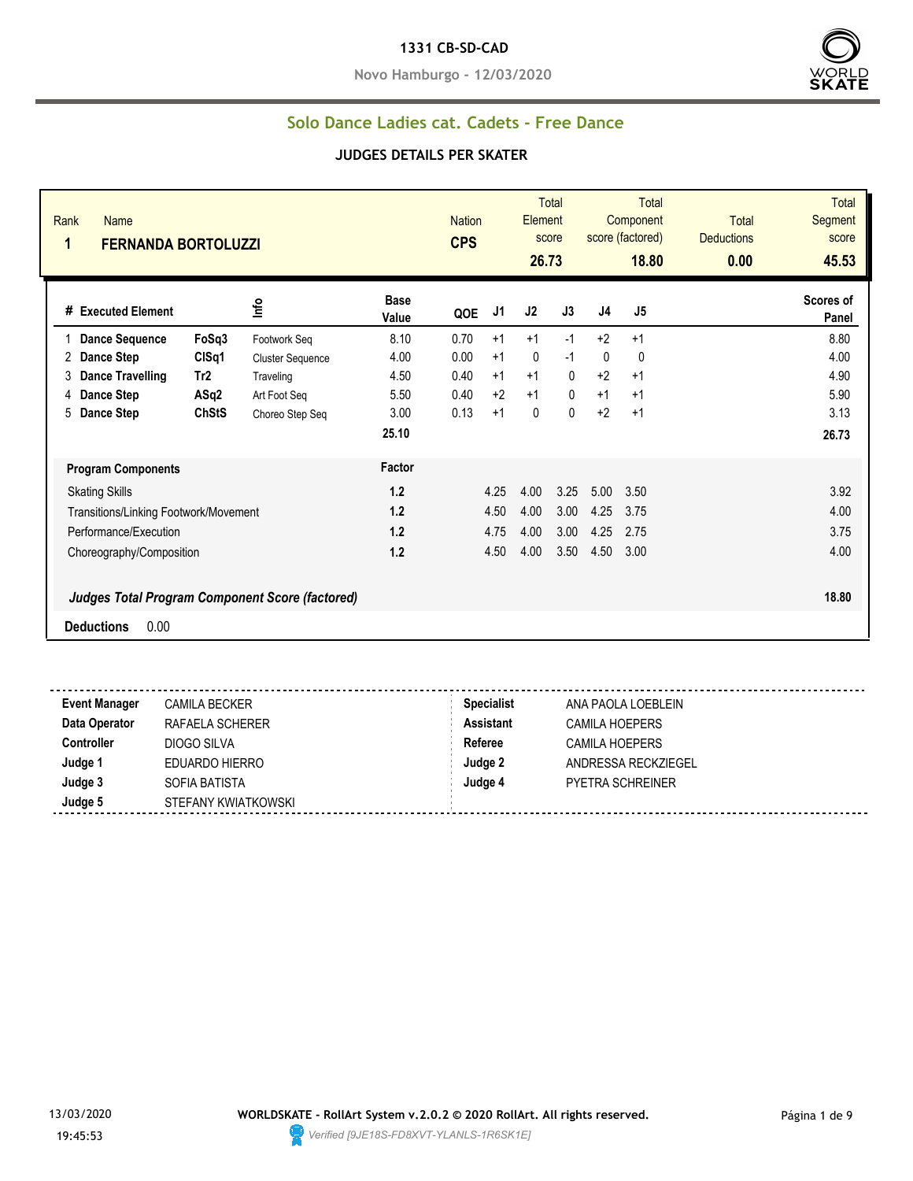# 1331 CB-SD-CAD

Novo Hamburgo - 12/03/2020

## Solo Dance Ladies cat. Cadets - Free Dance

### JUDGES DETAILS PER SKATER

| Rank | Name | Nation | Total Element score | Total Component score (factored) | Total Deductions | Total Segment score |
|---|---|---|---|---|---|---|
| 1 | FERNANDA BORTOLUZZI | CPS | 26.73 | 18.80 | 0.00 | 45.53 |

| # | Executed Element | | Info | Base Value | QOE | J1 | J2 | J3 | J4 | J5 | Scores of Panel |
|---|---|---|---|---|---|---|---|---|---|---|---|
| 1 | Dance Sequence | FoSq3 | Footwork Seq | 8.10 | 0.70 | +1 | +1 | -1 | +2 | +1 | 8.80 |
| 2 | Dance Step | ClSq1 | Cluster Sequence | 4.00 | 0.00 | +1 | 0 | -1 | 0 | 0 | 4.00 |
| 3 | Dance Travelling | Tr2 | Traveling | 4.50 | 0.40 | +1 | +1 | 0 | +2 | +1 | 4.90 |
| 4 | Dance Step | ASq2 | Art Foot Seq | 5.50 | 0.40 | +2 | +1 | 0 | +1 | +1 | 5.90 |
| 5 | Dance Step | ChStS | Choreo Step Seq | 3.00 | 0.13 | +1 | 0 | 0 | +2 | +1 | 3.13 |
| | | | | 25.10 | | | | | | | 26.73 |

| Program Components | Factor | J1 | J2 | J3 | J4 | J5 | Scores of Panel |
|---|---|---|---|---|---|---|---|
| Skating Skills | 1.2 | 4.25 | 4.00 | 3.25 | 5.00 | 3.50 | 3.92 |
| Transitions/Linking Footwork/Movement | 1.2 | 4.50 | 4.00 | 3.00 | 4.25 | 3.75 | 4.00 |
| Performance/Execution | 1.2 | 4.75 | 4.00 | 3.00 | 4.25 | 2.75 | 3.75 |
| Choreography/Composition | 1.2 | 4.50 | 4.00 | 3.50 | 4.50 | 3.00 | 4.00 |

***Judges Total Program Component Score (factored)*** 18.80

**Deductions** 0.00

| | | | |
|---|---|---|---|
| **Event Manager** | CAMILA BECKER | **Specialist** | ANA PAOLA LOEBLEIN |
| **Data Operator** | RAFAELA SCHERER | **Assistant** | CAMILA HOEPERS |
| **Controller** | DIOGO SILVA | **Referee** | CAMILA HOEPERS |
| **Judge 1** | EDUARDO HIERRO | **Judge 2** | ANDRESSA RECKZIEGEL |
| **Judge 3** | SOFIA BATISTA | **Judge 4** | PYETRA SCHREINER |
| **Judge 5** | STEFANY KWIATKOWSKI | | |

13/03/2020 19:45:53

**WORLDSKATE - RollArt System v.2.0.2 © 2020 RollArt. All rights reserved.**

*Verified [9JE18S-FD8XVT-YLANLS-1R6SK1E]*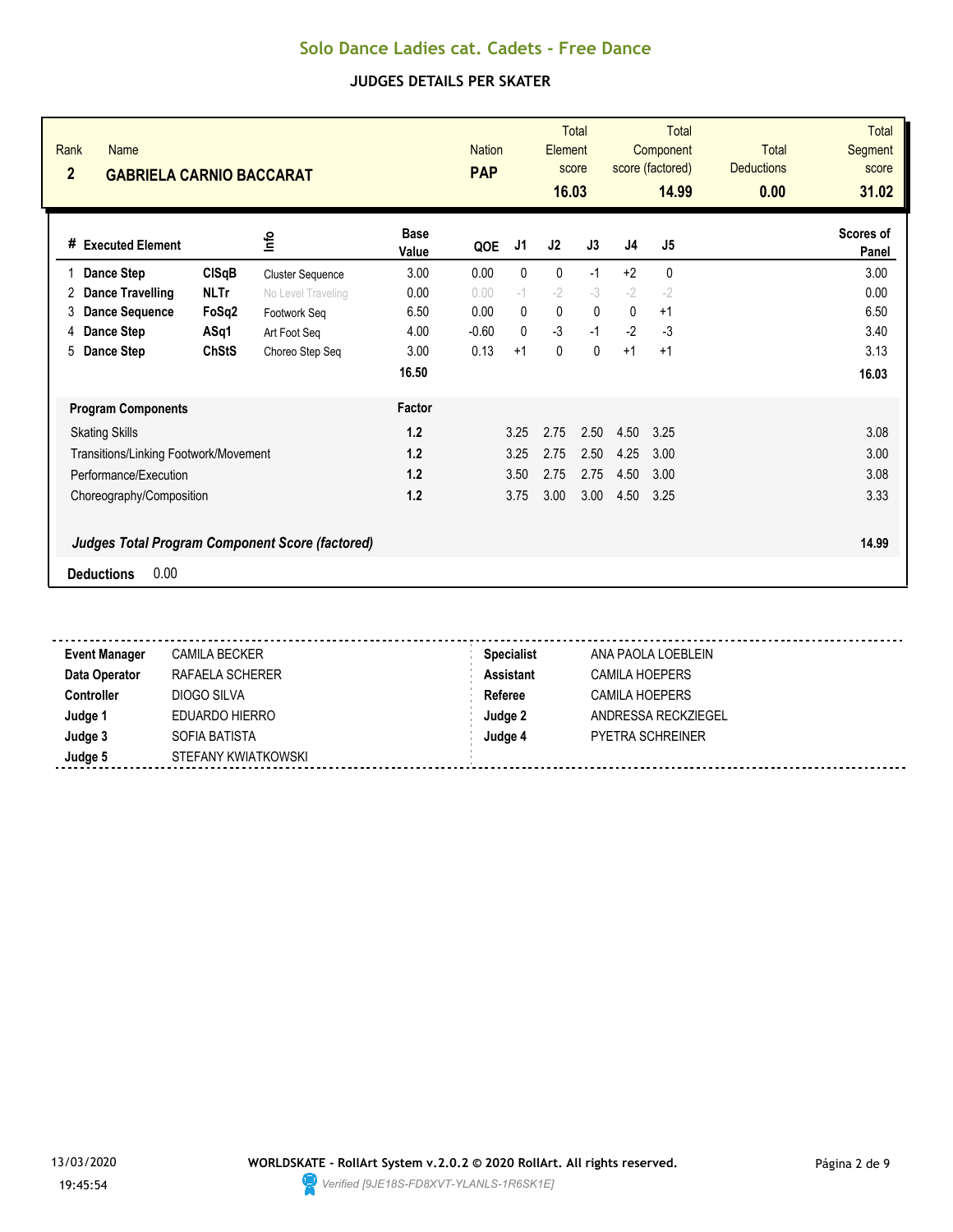# Solo Dance Ladies cat. Cadets - Free Dance

## JUDGES DETAILS PER SKATER

| Rank | Name | Nation | Total Element score | Total Component score (factored) | Total Deductions | Total Segment score |
|---|---|---|---|---|---|---|
| 2 | GABRIELA CARNIO BACCARAT | PAP | 16.03 | 14.99 | 0.00 | 31.02 |

| # | Executed Element | | Info | Base Value | QOE | J1 | J2 | J3 | J4 | J5 | Scores of Panel |
|---|---|---|---|---|---|---|---|---|---|---|---|
| 1 | Dance Step | ClSqB | Cluster Sequence | 3.00 | 0.00 | 0 | 0 | -1 | +2 | 0 | 3.00 |
| 2 | Dance Travelling | NLTr | No Level Traveling | 0.00 | 0.00 | -1 | -2 | -3 | -2 | -2 | 0.00 |
| 3 | Dance Sequence | FoSq2 | Footwork Seq | 6.50 | 0.00 | 0 | 0 | 0 | 0 | +1 | 6.50 |
| 4 | Dance Step | ASq1 | Art Foot Seq | 4.00 | -0.60 | 0 | -3 | -1 | -2 | -3 | 3.40 |
| 5 | Dance Step | ChStS | Choreo Step Seq | 3.00 | 0.13 | +1 | 0 | 0 | +1 | +1 | 3.13 |
| | | | | 16.50 | | | | | | | 16.03 |

| Program Components | Factor | J1 | J2 | J3 | J4 | J5 | |
|---|---|---|---|---|---|---|---|
| Skating Skills | 1.2 | 3.25 | 2.75 | 2.50 | 4.50 | 3.25 | 3.08 |
| Transitions/Linking Footwork/Movement | 1.2 | 3.25 | 2.75 | 2.50 | 4.25 | 3.00 | 3.00 |
| Performance/Execution | 1.2 | 3.50 | 2.75 | 2.75 | 4.50 | 3.00 | 3.08 |
| Choreography/Composition | 1.2 | 3.75 | 3.00 | 3.00 | 4.50 | 3.25 | 3.33 |

***Judges Total Program Component Score (factored)*** **14.99**

**Deductions** 0.00

| | | | |
|---|---|---|---|
| **Event Manager** | CAMILA BECKER | **Specialist** | ANA PAOLA LOEBLEIN |
| **Data Operator** | RAFAELA SCHERER | **Assistant** | CAMILA HOEPERS |
| **Controller** | DIOGO SILVA | **Referee** | CAMILA HOEPERS |
| **Judge 1** | EDUARDO HIERRO | **Judge 2** | ANDRESSA RECKZIEGEL |
| **Judge 3** | SOFIA BATISTA | **Judge 4** | PYETRA SCHREINER |
| **Judge 5** | STEFANY KWIATKOWSKI | | |

13/03/2020 19:45:54

**WORLDSKATE - RollArt System v.2.0.2 © 2020 RollArt. All rights reserved.**

*Verified [9JE18S-FD8XVT-YLANLS-1R6SK1E]*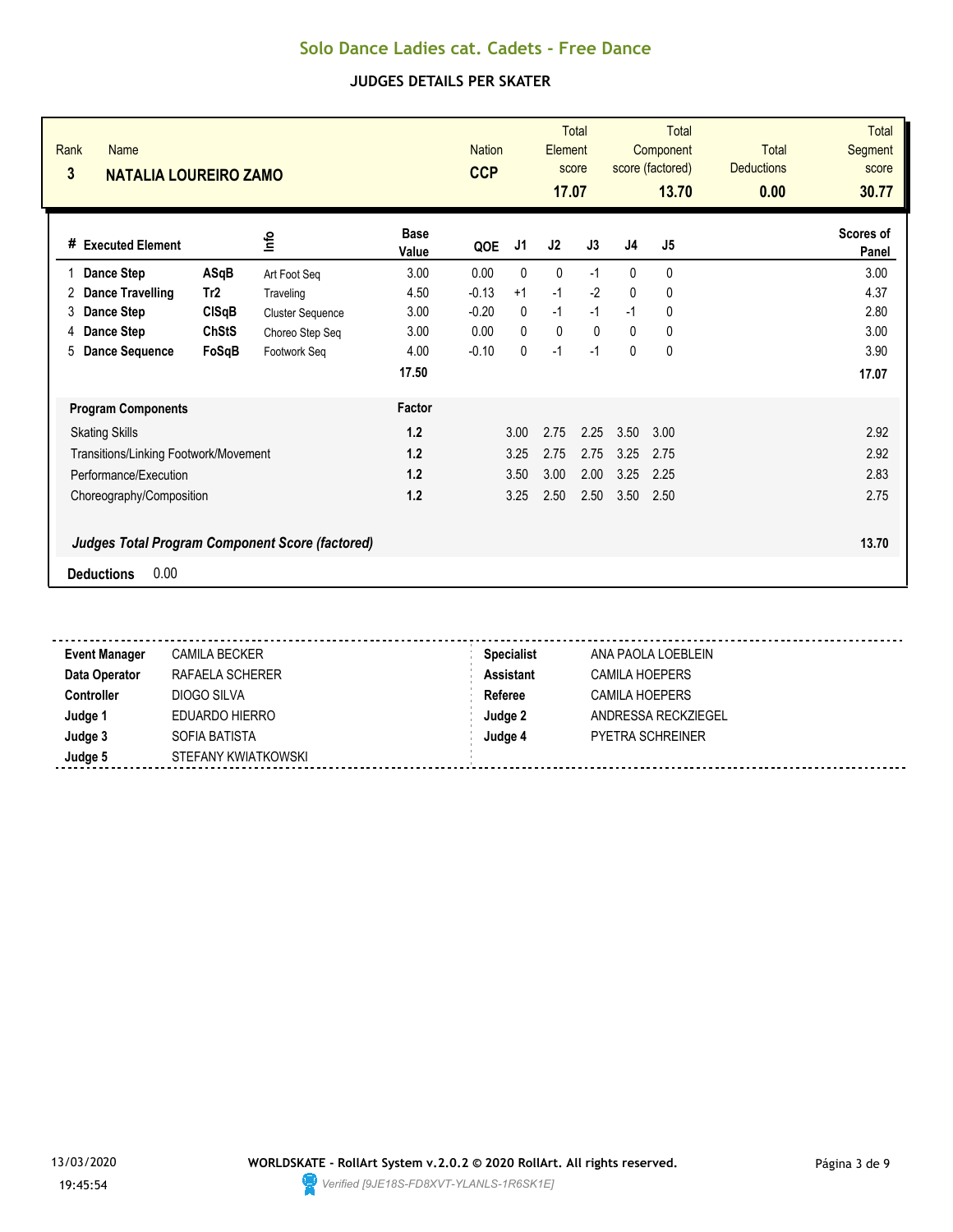# Solo Dance Ladies cat. Cadets - Free Dance

## JUDGES DETAILS PER SKATER

| Rank | Name | Nation | Total Element score | Total Component score (factored) | Total Deductions | Total Segment score |
|---|---|---|---|---|---|---|
| 3 | NATALIA LOUREIRO ZAMO | CCP | 17.07 | 13.70 | 0.00 | 30.77 |

| # | Executed Element | | Info | Base Value | QOE | J1 | J2 | J3 | J4 | J5 | Scores of Panel |
|---|---|---|---|---|---|---|---|---|---|---|---|
| 1 | Dance Step | ASqB | Art Foot Seq | 3.00 | 0.00 | 0 | 0 | -1 | 0 | 0 | 3.00 |
| 2 | Dance Travelling | Tr2 | Traveling | 4.50 | -0.13 | +1 | -1 | -2 | 0 | 0 | 4.37 |
| 3 | Dance Step | ClSqB | Cluster Sequence | 3.00 | -0.20 | 0 | -1 | -1 | -1 | 0 | 2.80 |
| 4 | Dance Step | ChStS | Choreo Step Seq | 3.00 | 0.00 | 0 | 0 | 0 | 0 | 0 | 3.00 |
| 5 | Dance Sequence | FoSqB | Footwork Seq | 4.00 | -0.10 | 0 | -1 | -1 | 0 | 0 | 3.90 |
| | | | | 17.50 | | | | | | | 17.07 |

| Program Components | Factor | J1 | J2 | J3 | J4 | J5 | Scores of Panel |
|---|---|---|---|---|---|---|---|
| Skating Skills | 1.2 | 3.00 | 2.75 | 2.25 | 3.50 | 3.00 | 2.92 |
| Transitions/Linking Footwork/Movement | 1.2 | 3.25 | 2.75 | 2.75 | 3.25 | 2.75 | 2.92 |
| Performance/Execution | 1.2 | 3.50 | 3.00 | 2.00 | 3.25 | 2.25 | 2.83 |
| Choreography/Composition | 1.2 | 3.25 | 2.50 | 2.50 | 3.50 | 2.50 | 2.75 |

***Judges Total Program Component Score (factored)*** **13.70**

**Deductions** 0.00

| | | | |
|---|---|---|---|
| **Event Manager** | CAMILA BECKER | **Specialist** | ANA PAOLA LOEBLEIN |
| **Data Operator** | RAFAELA SCHERER | **Assistant** | CAMILA HOEPERS |
| **Controller** | DIOGO SILVA | **Referee** | CAMILA HOEPERS |
| **Judge 1** | EDUARDO HIERRO | **Judge 2** | ANDRESSA RECKZIEGEL |
| **Judge 3** | SOFIA BATISTA | **Judge 4** | PYETRA SCHREINER |
| **Judge 5** | STEFANY KWIATKOWSKI | | |

13/03/2020 19:45:54

**WORLDSKATE - RollArt System v.2.0.2 © 2020 RollArt. All rights reserved.**

*Verified [9JE18S-FD8XVT-YLANLS-1R6SK1E]*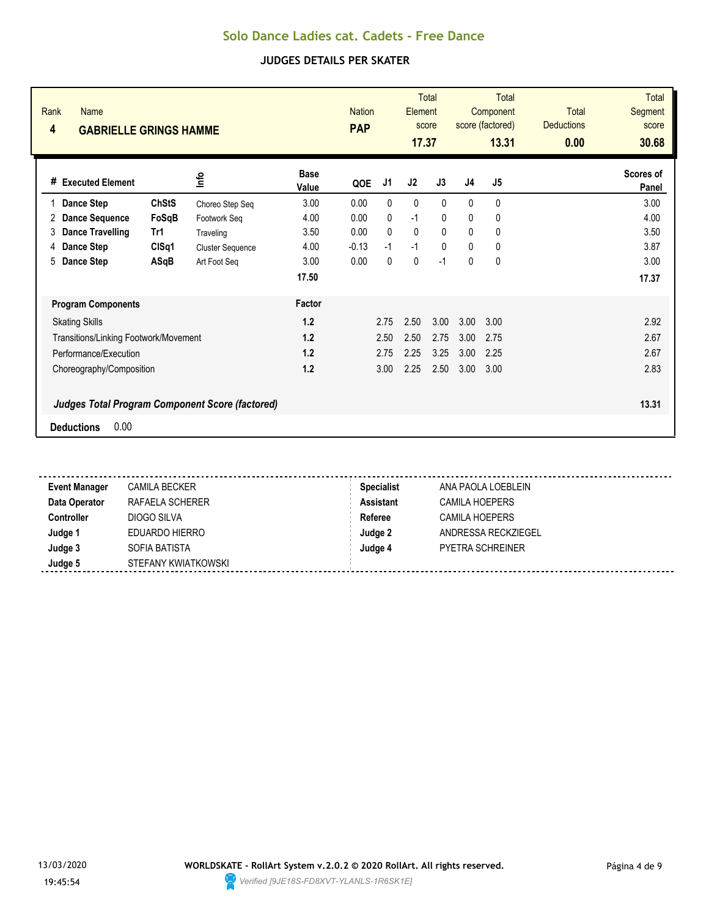# Solo Dance Ladies cat. Cadets - Free Dance

## JUDGES DETAILS PER SKATER

| Rank | Name | Nation | Total Element score | Total Component score (factored) | Total Deductions | Total Segment score |
|---|---|---|---|---|---|---|
| 4 | GABRIELLE GRINGS HAMME | PAP | 17.37 | 13.31 | 0.00 | 30.68 |

| # | Executed Element | | Info | Base Value | QOE | J1 | J2 | J3 | J4 | J5 | Scores of Panel |
|---|---|---|---|---|---|---|---|---|---|---|---|
| 1 | Dance Step | ChStS | Choreo Step Seq | 3.00 | 0.00 | 0 | 0 | 0 | 0 | 0 | 3.00 |
| 2 | Dance Sequence | FoSqB | Footwork Seq | 4.00 | 0.00 | 0 | -1 | 0 | 0 | 0 | 4.00 |
| 3 | Dance Travelling | Tr1 | Traveling | 3.50 | 0.00 | 0 | 0 | 0 | 0 | 0 | 3.50 |
| 4 | Dance Step | ClSq1 | Cluster Sequence | 4.00 | -0.13 | -1 | -1 | 0 | 0 | 0 | 3.87 |
| 5 | Dance Step | ASqB | Art Foot Seq | 3.00 | 0.00 | 0 | 0 | -1 | 0 | 0 | 3.00 |
| | | | | 17.50 | | | | | | | 17.37 |

| Program Components | Factor | J1 | J2 | J3 | J4 | J5 | |
|---|---|---|---|---|---|---|---|
| Skating Skills | 1.2 | 2.75 | 2.50 | 3.00 | 3.00 | 3.00 | 2.92 |
| Transitions/Linking Footwork/Movement | 1.2 | 2.50 | 2.50 | 2.75 | 3.00 | 2.75 | 2.67 |
| Performance/Execution | 1.2 | 2.75 | 2.25 | 3.25 | 3.00 | 2.25 | 2.67 |
| Choreography/Composition | 1.2 | 3.00 | 2.25 | 2.50 | 3.00 | 3.00 | 2.83 |

***Judges Total Program Component Score (factored)*** **13.31**

**Deductions** 0.00

| | | | |
|---|---|---|---|
| **Event Manager** | CAMILA BECKER | **Specialist** | ANA PAOLA LOEBLEIN |
| **Data Operator** | RAFAELA SCHERER | **Assistant** | CAMILA HOEPERS |
| **Controller** | DIOGO SILVA | **Referee** | CAMILA HOEPERS |
| **Judge 1** | EDUARDO HIERRO | **Judge 2** | ANDRESSA RECKZIEGEL |
| **Judge 3** | SOFIA BATISTA | **Judge 4** | PYETRA SCHREINER |
| **Judge 5** | STEFANY KWIATKOWSKI | | |

13/03/2020 19:45:54

**WORLDSKATE - RollArt System v.2.0.2 © 2020 RollArt. All rights reserved.**

*Verified [9JE18S-FD8XVT-YLANLS-1R6SK1E]*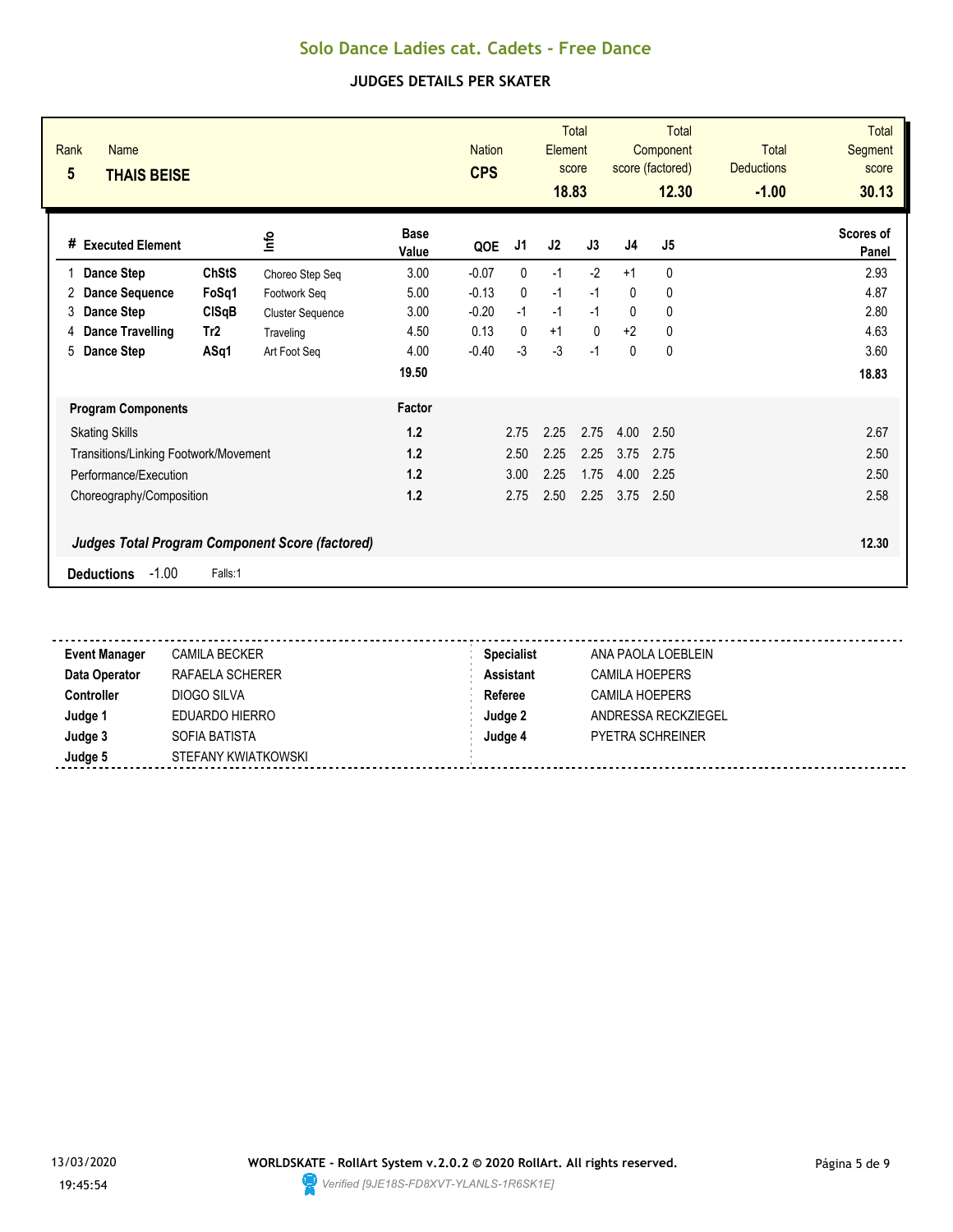# Solo Dance Ladies cat. Cadets - Free Dance

## JUDGES DETAILS PER SKATER

| Rank | Name | Nation | Total Element score | Total Component score (factored) | Total Deductions | Total Segment score |
|---|---|---|---|---|---|---|
| 5 | **THAIS BEISE** | **CPS** | **18.83** | **12.30** | **-1.00** | **30.13** |

| # | Executed Element | | Info | Base Value | QOE | J1 | J2 | J3 | J4 | J5 | Scores of Panel |
|---|---|---|---|---|---|---|---|---|---|---|---|
| 1 | **Dance Step** | **ChStS** | Choreo Step Seq | 3.00 | -0.07 | 0 | -1 | -2 | +1 | 0 | 2.93 |
| 2 | **Dance Sequence** | **FoSq1** | Footwork Seq | 5.00 | -0.13 | 0 | -1 | -1 | 0 | 0 | 4.87 |
| 3 | **Dance Step** | **ClSqB** | Cluster Sequence | 3.00 | -0.20 | -1 | -1 | -1 | 0 | 0 | 2.80 |
| 4 | **Dance Travelling** | **Tr2** | Traveling | 4.50 | 0.13 | 0 | +1 | 0 | +2 | 0 | 4.63 |
| 5 | **Dance Step** | **ASq1** | Art Foot Seq | 4.00 | -0.40 | -3 | -3 | -1 | 0 | 0 | 3.60 |
| | | | | **19.50** | | | | | | | **18.83** |

| **Program Components** | **Factor** | J1 | J2 | J3 | J4 | J5 | |
|---|---|---|---|---|---|---|---|
| Skating Skills | **1.2** | 2.75 | 2.25 | 2.75 | 4.00 | 2.50 | 2.67 |
| Transitions/Linking Footwork/Movement | **1.2** | 2.50 | 2.25 | 2.25 | 3.75 | 2.75 | 2.50 |
| Performance/Execution | **1.2** | 3.00 | 2.25 | 1.75 | 4.00 | 2.25 | 2.50 |
| Choreography/Composition | **1.2** | 2.75 | 2.50 | 2.25 | 3.75 | 2.50 | 2.58 |
| ***Judges Total Program Component Score (factored)*** | | | | | | | **12.30** |

**Deductions** -1.00 Falls:1

| | | | |
|---|---|---|---|
| **Event Manager** | CAMILA BECKER | **Specialist** | ANA PAOLA LOEBLEIN |
| **Data Operator** | RAFAELA SCHERER | **Assistant** | CAMILA HOEPERS |
| **Controller** | DIOGO SILVA | **Referee** | CAMILA HOEPERS |
| **Judge 1** | EDUARDO HIERRO | **Judge 2** | ANDRESSA RECKZIEGEL |
| **Judge 3** | SOFIA BATISTA | **Judge 4** | PYETRA SCHREINER |
| **Judge 5** | STEFANY KWIATKOWSKI | | |

13/03/2020 19:45:54

**WORLDSKATE - RollArt System v.2.0.2 © 2020 RollArt. All rights reserved.**

*Verified [9JE18S-FD8XVT-YLANLS-1R6SK1E]*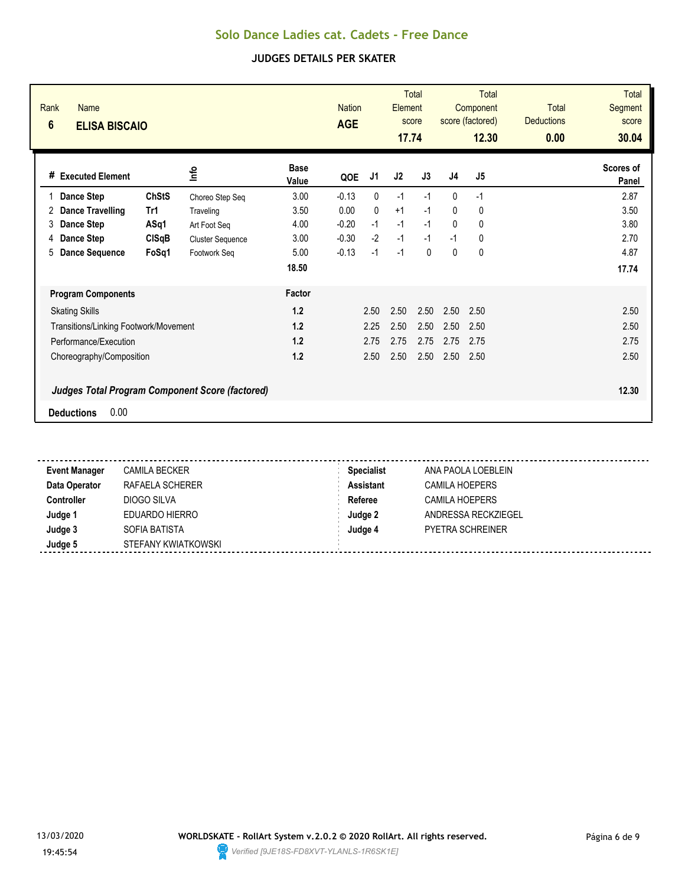# Solo Dance Ladies cat. Cadets - Free Dance

## JUDGES DETAILS PER SKATER

| Rank | Name | Nation | Total Element score | Total Component score (factored) | Total Deductions | Total Segment score |
|---|---|---|---|---|---|---|
| 6 | ELISA BISCAIO | AGE | 17.74 | 12.30 | 0.00 | 30.04 |

| # | Executed Element | | Info | Base Value | QOE | J1 | J2 | J3 | J4 | J5 | Scores of Panel |
|---|---|---|---|---|---|---|---|---|---|---|---|
| 1 | Dance Step | ChStS | Choreo Step Seq | 3.00 | -0.13 | 0 | -1 | -1 | 0 | -1 | 2.87 |
| 2 | Dance Travelling | Tr1 | Traveling | 3.50 | 0.00 | 0 | +1 | -1 | 0 | 0 | 3.50 |
| 3 | Dance Step | ASq1 | Art Foot Seq | 4.00 | -0.20 | -1 | -1 | -1 | 0 | 0 | 3.80 |
| 4 | Dance Step | ClSqB | Cluster Sequence | 3.00 | -0.30 | -2 | -1 | -1 | -1 | 0 | 2.70 |
| 5 | Dance Sequence | FoSq1 | Footwork Seq | 5.00 | -0.13 | -1 | -1 | 0 | 0 | 0 | 4.87 |
| | | | | 18.50 | | | | | | | 17.74 |

| Program Components | Factor | J1 | J2 | J3 | J4 | J5 | |
|---|---|---|---|---|---|---|---|
| Skating Skills | 1.2 | 2.50 | 2.50 | 2.50 | 2.50 | 2.50 | 2.50 |
| Transitions/Linking Footwork/Movement | 1.2 | 2.25 | 2.50 | 2.50 | 2.50 | 2.50 | 2.50 |
| Performance/Execution | 1.2 | 2.75 | 2.75 | 2.75 | 2.75 | 2.75 | 2.75 |
| Choreography/Composition | 1.2 | 2.50 | 2.50 | 2.50 | 2.50 | 2.50 | 2.50 |

***Judges Total Program Component Score (factored)*** **12.30**

**Deductions** 0.00

| | | | |
|---|---|---|---|
| **Event Manager** | CAMILA BECKER | **Specialist** | ANA PAOLA LOEBLEIN |
| **Data Operator** | RAFAELA SCHERER | **Assistant** | CAMILA HOEPERS |
| **Controller** | DIOGO SILVA | **Referee** | CAMILA HOEPERS |
| **Judge 1** | EDUARDO HIERRO | **Judge 2** | ANDRESSA RECKZIEGEL |
| **Judge 3** | SOFIA BATISTA | **Judge 4** | PYETRA SCHREINER |
| **Judge 5** | STEFANY KWIATKOWSKI | | |

13/03/2020 19:45:54

**WORLDSKATE - RollArt System v.2.0.2 © 2020 RollArt. All rights reserved.**

*Verified [9JE18S-FD8XVT-YLANLS-1R6SK1E]*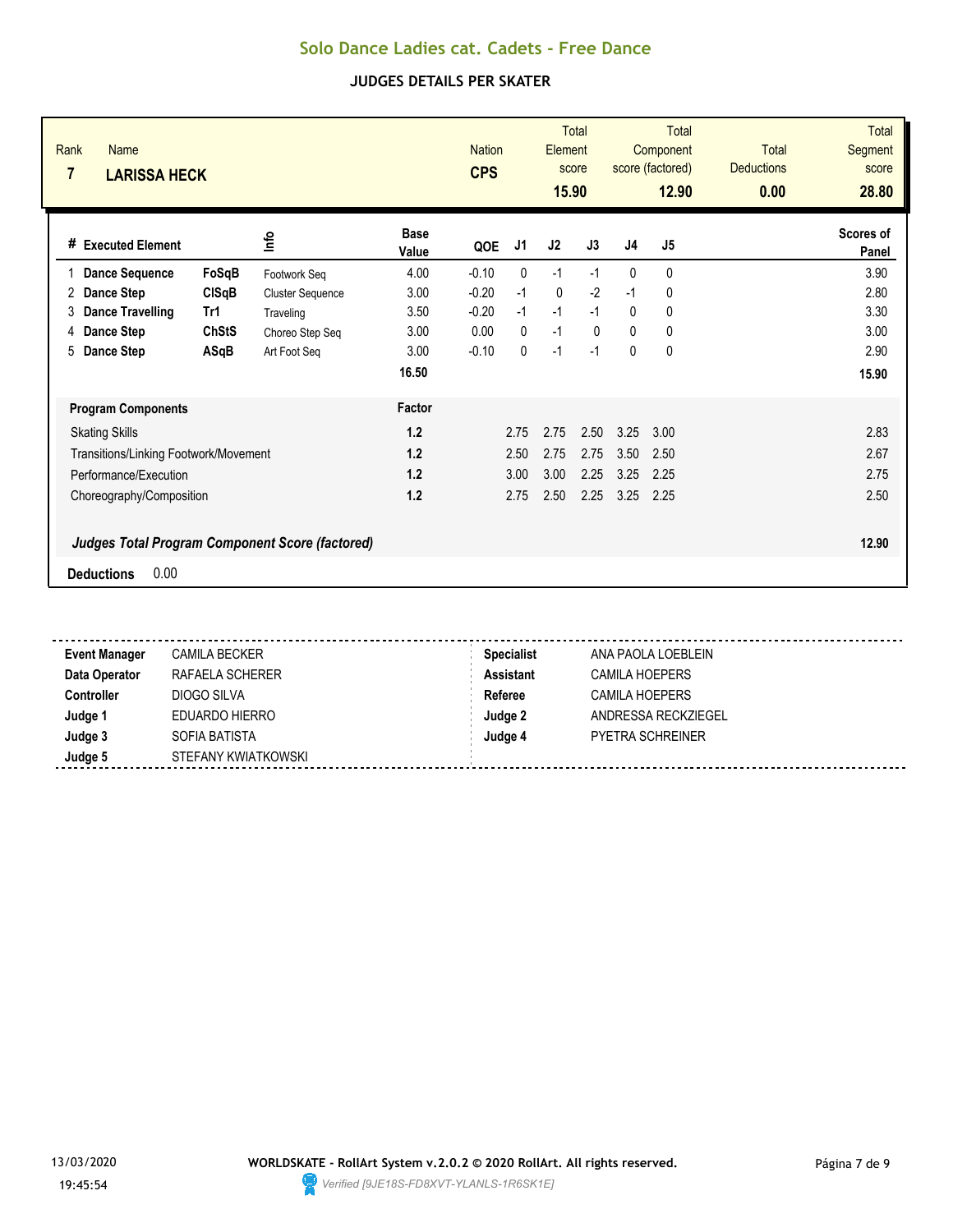# Solo Dance Ladies cat. Cadets - Free Dance

## JUDGES DETAILS PER SKATER

| Rank | Name | Nation | Total Element score | Total Component score (factored) | Total Deductions | Total Segment score |
|---|---|---|---|---|---|---|
| 7 | **LARISSA HECK** | **CPS** | **15.90** | **12.90** | **0.00** | **28.80** |

| # | Executed Element | | Info | Base Value | QOE | J1 | J2 | J3 | J4 | J5 | Scores of Panel |
|---|---|---|---|---|---|---|---|---|---|---|---|
| 1 | **Dance Sequence** | **FoSqB** | Footwork Seq | 4.00 | -0.10 | 0 | -1 | -1 | 0 | 0 | 3.90 |
| 2 | **Dance Step** | **ClSqB** | Cluster Sequence | 3.00 | -0.20 | -1 | 0 | -2 | -1 | 0 | 2.80 |
| 3 | **Dance Travelling** | **Tr1** | Traveling | 3.50 | -0.20 | -1 | -1 | -1 | 0 | 0 | 3.30 |
| 4 | **Dance Step** | **ChStS** | Choreo Step Seq | 3.00 | 0.00 | 0 | -1 | 0 | 0 | 0 | 3.00 |
| 5 | **Dance Step** | **ASqB** | Art Foot Seq | 3.00 | -0.10 | 0 | -1 | -1 | 0 | 0 | 2.90 |
| | | | | **16.50** | | | | | | | **15.90** |

| **Program Components** | **Factor** | J1 | J2 | J3 | J4 | J5 | |
|---|---|---|---|---|---|---|---|
| Skating Skills | **1.2** | 2.75 | 2.75 | 2.50 | 3.25 | 3.00 | 2.83 |
| Transitions/Linking Footwork/Movement | **1.2** | 2.50 | 2.75 | 2.75 | 3.50 | 2.50 | 2.67 |
| Performance/Execution | **1.2** | 3.00 | 3.00 | 2.25 | 3.25 | 2.25 | 2.75 |
| Choreography/Composition | **1.2** | 2.75 | 2.50 | 2.25 | 3.25 | 2.25 | 2.50 |

***Judges Total Program Component Score (factored)*** **12.90**

**Deductions** 0.00

| | | | |
|---|---|---|---|
| **Event Manager** | CAMILA BECKER | **Specialist** | ANA PAOLA LOEBLEIN |
| **Data Operator** | RAFAELA SCHERER | **Assistant** | CAMILA HOEPERS |
| **Controller** | DIOGO SILVA | **Referee** | CAMILA HOEPERS |
| **Judge 1** | EDUARDO HIERRO | **Judge 2** | ANDRESSA RECKZIEGEL |
| **Judge 3** | SOFIA BATISTA | **Judge 4** | PYETRA SCHREINER |
| **Judge 5** | STEFANY KWIATKOWSKI | | |

13/03/2020 19:45:54

**WORLDSKATE - RollArt System v.2.0.2 © 2020 RollArt. All rights reserved.**

*Verified [9JE18S-FD8XVT-YLANLS-1R6SK1E]*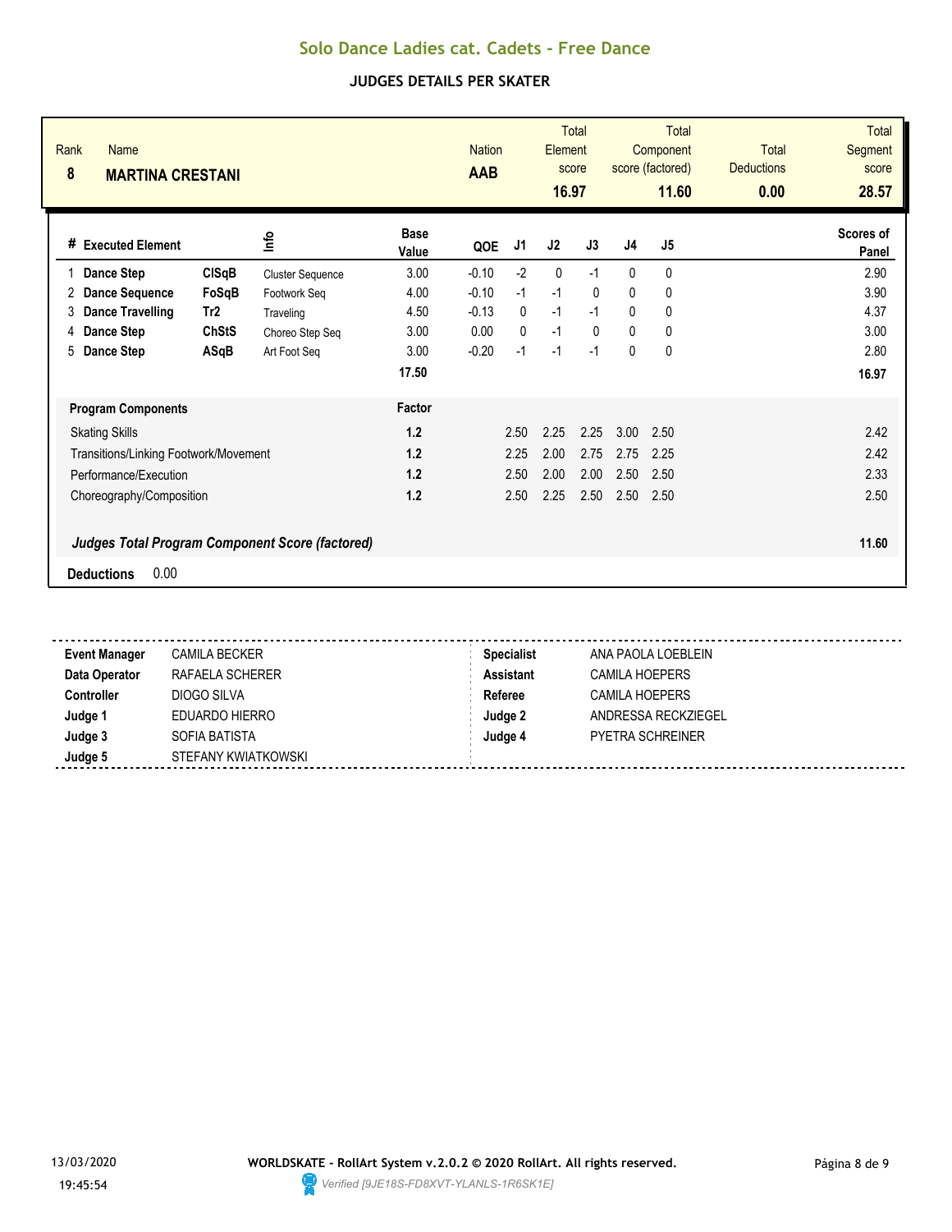# Solo Dance Ladies cat. Cadets - Free Dance

## JUDGES DETAILS PER SKATER

| Rank | Name | Nation | Total Element score | Total Component score (factored) | Total Deductions | Total Segment score |
|---|---|---|---|---|---|---|
| 8 | **MARTINA CRESTANI** | **AAB** | **16.97** | **11.60** | **0.00** | **28.57** |

| # | Executed Element | | Info | Base Value | QOE | J1 | J2 | J3 | J4 | J5 | Scores of Panel |
|---|---|---|---|---|---|---|---|---|---|---|---|
| 1 | **Dance Step** | **ClSqB** | Cluster Sequence | 3.00 | -0.10 | -2 | 0 | -1 | 0 | 0 | 2.90 |
| 2 | **Dance Sequence** | **FoSqB** | Footwork Seq | 4.00 | -0.10 | -1 | -1 | 0 | 0 | 0 | 3.90 |
| 3 | **Dance Travelling** | **Tr2** | Traveling | 4.50 | -0.13 | 0 | -1 | -1 | 0 | 0 | 4.37 |
| 4 | **Dance Step** | **ChStS** | Choreo Step Seq | 3.00 | 0.00 | 0 | -1 | 0 | 0 | 0 | 3.00 |
| 5 | **Dance Step** | **ASqB** | Art Foot Seq | 3.00 | -0.20 | -1 | -1 | -1 | 0 | 0 | 2.80 |
| | | | | **17.50** | | | | | | | **16.97** |

| **Program Components** | **Factor** | J1 | J2 | J3 | J4 | J5 | |
|---|---|---|---|---|---|---|---|
| Skating Skills | **1.2** | 2.50 | 2.25 | 2.25 | 3.00 | 2.50 | 2.42 |
| Transitions/Linking Footwork/Movement | **1.2** | 2.25 | 2.00 | 2.75 | 2.75 | 2.25 | 2.42 |
| Performance/Execution | **1.2** | 2.50 | 2.00 | 2.00 | 2.50 | 2.50 | 2.33 |
| Choreography/Composition | **1.2** | 2.50 | 2.25 | 2.50 | 2.50 | 2.50 | 2.50 |
| ***Judges Total Program Component Score (factored)*** | | | | | | | **11.60** |

**Deductions** 0.00

| | | | |
|---|---|---|---|
| **Event Manager** | CAMILA BECKER | **Specialist** | ANA PAOLA LOEBLEIN |
| **Data Operator** | RAFAELA SCHERER | **Assistant** | CAMILA HOEPERS |
| **Controller** | DIOGO SILVA | **Referee** | CAMILA HOEPERS |
| **Judge 1** | EDUARDO HIERRO | **Judge 2** | ANDRESSA RECKZIEGEL |
| **Judge 3** | SOFIA BATISTA | **Judge 4** | PYETRA SCHREINER |
| **Judge 5** | STEFANY KWIATKOWSKI | | |

13/03/2020 19:45:54

**WORLDSKATE - RollArt System v.2.0.2 © 2020 RollArt. All rights reserved.**

*Verified [9JE18S-FD8XVT-YLANLS-1R6SK1E]*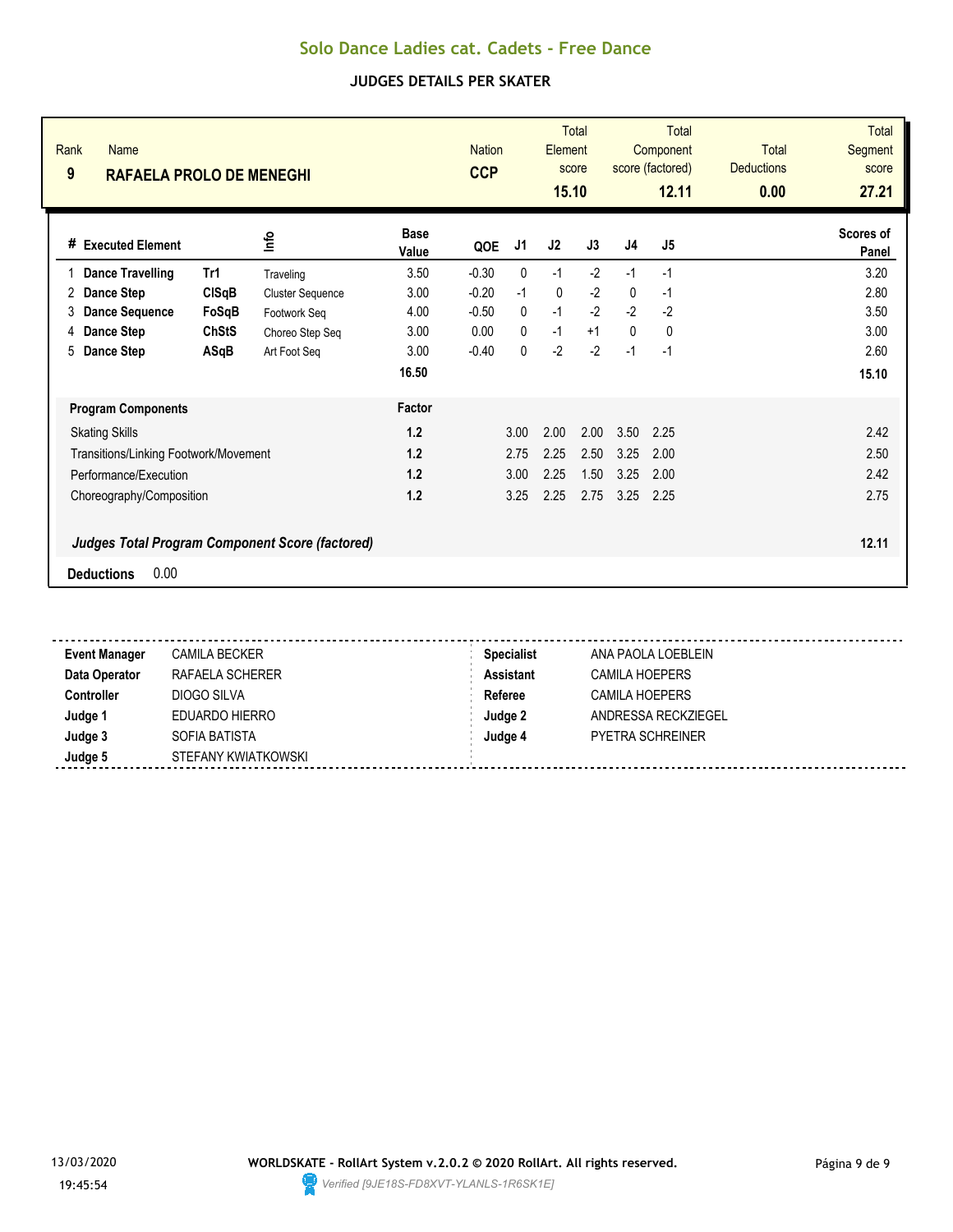## Solo Dance Ladies cat. Cadets - Free Dance

### JUDGES DETAILS PER SKATER

| Rank | Name | Nation | Total Element score | Total Component score (factored) | Total Deductions | Total Segment score |
|---|---|---|---|---|---|---|
| 9 | **RAFAELA PROLO DE MENEGHI** | **CCP** | **15.10** | **12.11** | **0.00** | **27.21** |

| # | Executed Element | | Info | Base Value | QOE | J1 | J2 | J3 | J4 | J5 | Scores of Panel |
|---|---|---|---|---|---|---|---|---|---|---|---|
| 1 | **Dance Travelling** | **Tr1** | Traveling | 3.50 | -0.30 | 0 | -1 | -2 | -1 | -1 | 3.20 |
| 2 | **Dance Step** | **ClSqB** | Cluster Sequence | 3.00 | -0.20 | -1 | 0 | -2 | 0 | -1 | 2.80 |
| 3 | **Dance Sequence** | **FoSqB** | Footwork Seq | 4.00 | -0.50 | 0 | -1 | -2 | -2 | -2 | 3.50 |
| 4 | **Dance Step** | **ChStS** | Choreo Step Seq | 3.00 | 0.00 | 0 | -1 | +1 | 0 | 0 | 3.00 |
| 5 | **Dance Step** | **ASqB** | Art Foot Seq | 3.00 | -0.40 | 0 | -2 | -2 | -1 | -1 | 2.60 |
| | | | | **16.50** | | | | | | | **15.10** |

| **Program Components** | **Factor** | J1 | J2 | J3 | J4 | J5 | |
|---|---|---|---|---|---|---|---|
| Skating Skills | **1.2** | 3.00 | 2.00 | 2.00 | 3.50 | 2.25 | 2.42 |
| Transitions/Linking Footwork/Movement | **1.2** | 2.75 | 2.25 | 2.50 | 3.25 | 2.00 | 2.50 |
| Performance/Execution | **1.2** | 3.00 | 2.25 | 1.50 | 3.25 | 2.00 | 2.42 |
| Choreography/Composition | **1.2** | 3.25 | 2.25 | 2.75 | 3.25 | 2.25 | 2.75 |
| ***Judges Total Program Component Score (factored)*** | | | | | | | **12.11** |

**Deductions** 0.00

| | | | |
|---|---|---|---|
| **Event Manager** | CAMILA BECKER | **Specialist** | ANA PAOLA LOEBLEIN |
| **Data Operator** | RAFAELA SCHERER | **Assistant** | CAMILA HOEPERS |
| **Controller** | DIOGO SILVA | **Referee** | CAMILA HOEPERS |
| **Judge 1** | EDUARDO HIERRO | **Judge 2** | ANDRESSA RECKZIEGEL |
| **Judge 3** | SOFIA BATISTA | **Judge 4** | PYETRA SCHREINER |
| **Judge 5** | STEFANY KWIATKOWSKI | | |

13/03/2020 19:45:54

**WORLDSKATE - RollArt System v.2.0.2 © 2020 RollArt. All rights reserved.**

*Verified [9JE18S-FD8XVT-YLANLS-1R6SK1E]*